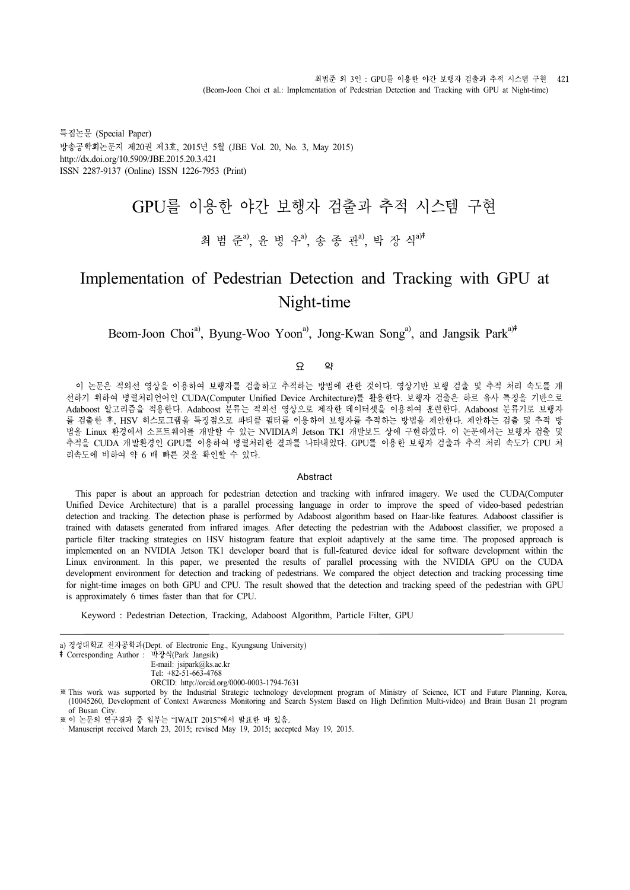특집논문 (Special Paper)
방송공학회논문지 제20권 제3호, 2015년 5월 (JBE Vol. 20, No. 3, May 2015)
http://dx.doi.org/10.5909/JBE.2015.20.3.421
ISSN 2287-9137 (Online) ISSN 1226-7953 (Print)

# GPU를 이용한 야간 보행자 검출과 추적 시스템 구현

최 범 준[a)], 윤 병 우[a)], 송 종 관[a)], 박 장 식[a)‡]

# Implementation of Pedestrian Detection and Tracking with GPU at Night-time

Beom-Joon Choi[a)], Byung-Woo Yoon[a)], Jong-Kwan Song[a)], and Jangsik Park[a)‡]

## 요 약

이 논문은 적외선 영상을 이용하여 보행자를 검출하고 추적하는 방법에 관한 것이다. 영상기반 보행 검출 및 추적 처리 속도를 개선하기 위하여 병렬처리언어인 CUDA(Computer Unified Device Architecture)를 활용한다. 보행자 검출은 하르 유사 특징을 기반으로 Adaboost 알고리즘을 적용한다. Adaboost 분류는 적외선 영상으로 제작한 데이터셋을 이용하여 훈련한다. Adaboost 분류기로 보행자를 검출한 후, HSV 히스토그램을 특징점으로 파티클 필터를 이용하여 보행자를 추적하는 방법을 제안한다. 제안하는 검출 및 추적 방법을 Linux 환경에서 소프트웨어를 개발할 수 있는 NVIDIA의 Jetson TK1 개발보드 상에 구현하였다. 이 논문에서는 보행자 검출 및 추적을 CUDA 개발환경인 GPU를 이용하여 병렬처리한 결과를 나타내었다. GPU를 이용한 보행자 검출과 추적 처리 속도가 CPU 처리속도에 비하여 약 6 배 빠른 것을 확인할 수 있다.

## Abstract

This paper is about an approach for pedestrian detection and tracking with infrared imagery. We used the CUDA(Computer Unified Device Architecture) that is a parallel processing language in order to improve the speed of video-based pedestrian detection and tracking. The detection phase is performed by Adaboost algorithm based on Haar-like features. Adaboost classifier is trained with datasets generated from infrared images. After detecting the pedestrian with the Adaboost classifier, we proposed a particle filter tracking strategies on HSV histogram feature that exploit adaptively at the same time. The proposed approach is implemented on an NVIDIA Jetson TK1 developer board that is full-featured device ideal for software development within the Linux environment. In this paper, we presented the results of parallel processing with the NVIDIA GPU on the CUDA development environment for detection and tracking of pedestrians. We compared the object detection and tracking processing time for night-time images on both GPU and CPU. The result showed that the detection and tracking speed of the pedestrian with GPU is approximately 6 times faster than that for CPU.

Keyword : Pedestrian Detection, Tracking, Adaboost Algorithm, Particle Filter, GPU

---

a) 경성대학교 전자공학과(Dept. of Electronic Eng., Kyungsung University)
‡ Corresponding Author : 박장식(Park Jangsik)
E-mail: jsipark@ks.ac.kr
Tel: +82-51-663-4768
ORCID: http://orcid.org/0000-0003-1794-7631
※ This work was supported by the Industrial Strategic technology development program of Ministry of Science, ICT and Future Planning, Korea, (10045260, Development of Context Awareness Monitoring and Search System Based on High Definition Multi-video) and Brain Busan 21 program of Busan City.
※ 이 논문의 연구결과 중 일부는 "IWAIT 2015"에서 발표한 바 있음.
· Manuscript received March 23, 2015; revised May 19, 2015; accepted May 19, 2015.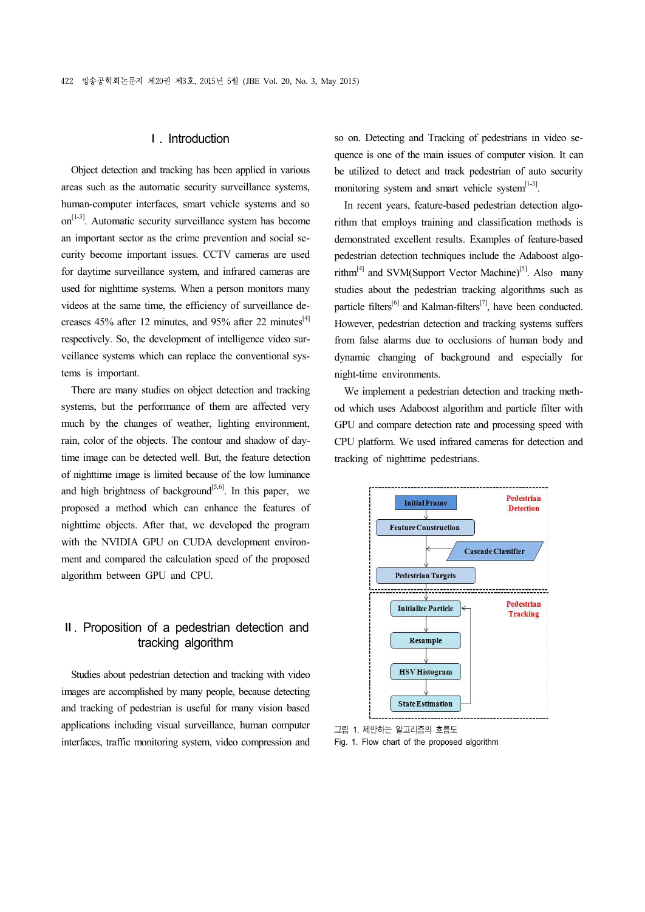## Ⅰ. Introduction

Object detection and tracking has been applied in various areas such as the automatic security surveillance systems, human-computer interfaces, smart vehicle systems and so on[1-3]. Automatic security surveillance system has become an important sector as the crime prevention and social security become important issues. CCTV cameras are used for daytime surveillance system, and infrared cameras are used for nighttime systems. When a person monitors many videos at the same time, the efficiency of surveillance decreases 45% after 12 minutes, and 95% after 22 minutes[4] respectively. So, the development of intelligence video surveillance systems which can replace the conventional systems is important.

There are many studies on object detection and tracking systems, but the performance of them are affected very much by the changes of weather, lighting environment, rain, color of the objects. The contour and shadow of daytime image can be detected well. But, the feature detection of nighttime image is limited because of the low luminance and high brightness of background[5,6]. In this paper, we proposed a method which can enhance the features of nighttime objects. After that, we developed the program with the NVIDIA GPU on CUDA development environment and compared the calculation speed of the proposed algorithm between GPU and CPU.

## Ⅱ. Proposition of a pedestrian detection and tracking algorithm

Studies about pedestrian detection and tracking with video images are accomplished by many people, because detecting and tracking of pedestrian is useful for many vision based applications including visual surveillance, human computer interfaces, traffic monitoring system, video compression and so on. Detecting and Tracking of pedestrians in video sequence is one of the main issues of computer vision. It can be utilized to detect and track pedestrian of auto security monitoring system and smart vehicle system[1-3].

In recent years, feature-based pedestrian detection algorithm that employs training and classification methods is demonstrated excellent results. Examples of feature-based pedestrian detection techniques include the Adaboost algorithm[4] and SVM(Support Vector Machine)[5]. Also many studies about the pedestrian tracking algorithms such as particle filters[6] and Kalman-filters[7], have been conducted. However, pedestrian detection and tracking systems suffers from false alarms due to occlusions of human body and dynamic changing of background and especially for night-time environments.

We implement a pedestrian detection and tracking method which uses Adaboost algorithm and particle filter with GPU and compare detection rate and processing speed with CPU platform. We used infrared cameras for detection and tracking of nighttime pedestrians.

Pedestrian Detection: Initial Frame → Feature Construction → Cascade Classifier → Pedestrian Targets

Pedestrian Tracking: Initialize Particle → Resample → HSV Histogram → State Estimation

그림 1. 제안하는 알고리즘의 흐름도
Fig. 1. Flow chart of the proposed algorithm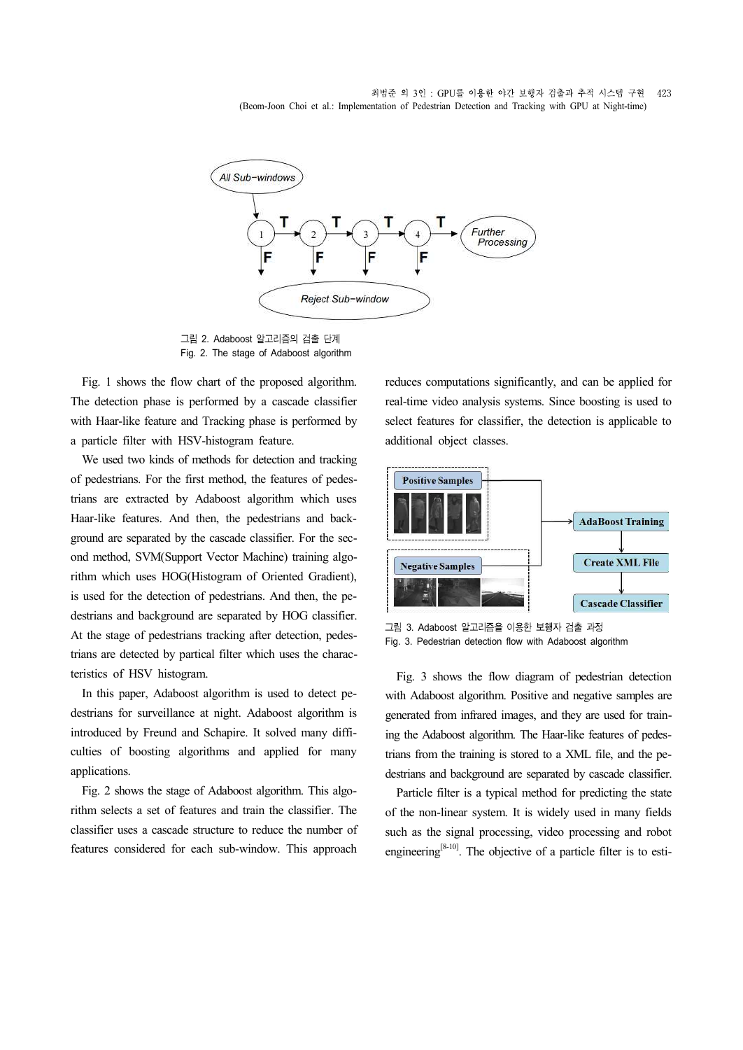그림 2. Adaboost 알고리즘의 검출 단계
Fig. 2. The stage of Adaboost algorithm

Fig. 1 shows the flow chart of the proposed algorithm. The detection phase is performed by a cascade classifier with Haar-like feature and Tracking phase is performed by a particle filter with HSV-histogram feature.

We used two kinds of methods for detection and tracking of pedestrians. For the first method, the features of pedestrians are extracted by Adaboost algorithm which uses Haar-like features. And then, the pedestrians and background are separated by the cascade classifier. For the second method, SVM(Support Vector Machine) training algorithm which uses HOG(Histogram of Oriented Gradient), is used for the detection of pedestrians. And then, the pedestrians and background are separated by HOG classifier. At the stage of pedestrians tracking after detection, pedestrians are detected by partical filter which uses the characteristics of HSV histogram.

In this paper, Adaboost algorithm is used to detect pedestrians for surveillance at night. Adaboost algorithm is introduced by Freund and Schapire. It solved many difficulties of boosting algorithms and applied for many applications.

Fig. 2 shows the stage of Adaboost algorithm. This algorithm selects a set of features and train the classifier. The classifier uses a cascade structure to reduce the number of features considered for each sub-window. This approach reduces computations significantly, and can be applied for real-time video analysis systems. Since boosting is used to select features for classifier, the detection is applicable to additional object classes.

그림 3. Adaboost 알고리즘을 이용한 보행자 검출 과정
Fig. 3. Pedestrian detection flow with Adaboost algorithm

Fig. 3 shows the flow diagram of pedestrian detection with Adaboost algorithm. Positive and negative samples are generated from infrared images, and they are used for training the Adaboost algorithm. The Haar-like features of pedestrians from the training is stored to a XML file, and the pedestrians and background are separated by cascade classifier.

Particle filter is a typical method for predicting the state of the non-linear system. It is widely used in many fields such as the signal processing, video processing and robot engineering[8-10]. The objective of a particle filter is to esti-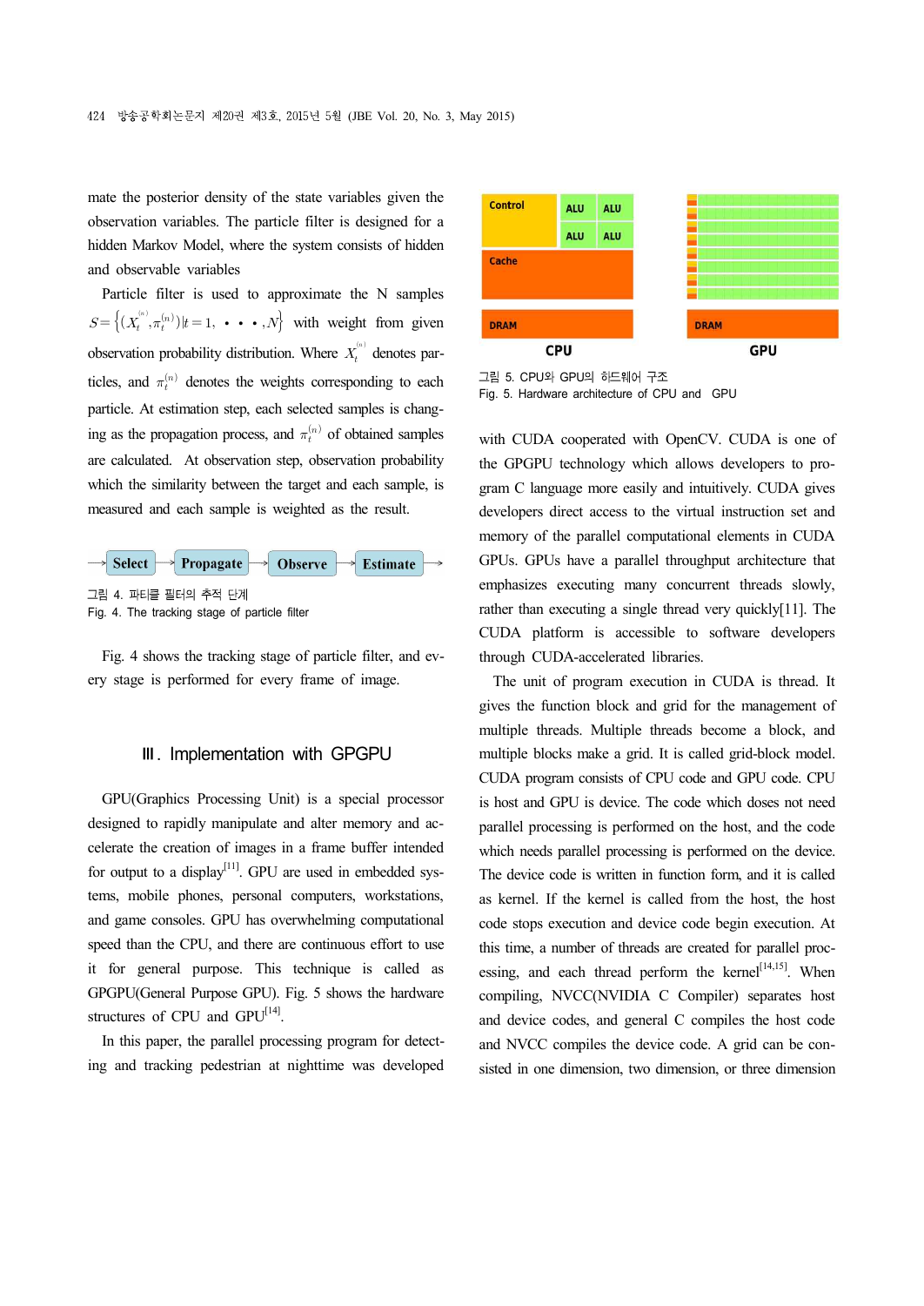mate the posterior density of the state variables given the observation variables. The particle filter is designed for a hidden Markov Model, where the system consists of hidden and observable variables

Particle filter is used to approximate the N samples $S=\{(X_t^{(n)},\pi_t^{(n)})|t=1,\cdot\cdot\cdot,N\}$ with weight from given observation probability distribution. Where $X_t^{(n)}$ denotes particles, and $\pi_t^{(n)}$ denotes the weights corresponding to each particle. At estimation step, each selected samples is changing as the propagation process, and $\pi_t^{(n)}$ of obtained samples are calculated. At observation step, observation probability which the similarity between the target and each sample, is measured and each sample is weighted as the result.

→ Select → Propagate → Observe → Estimate →

그림 4. 파티클 필터의 추적 단계
Fig. 4. The tracking stage of particle filter

Fig. 4 shows the tracking stage of particle filter, and every stage is performed for every frame of image.

## Ⅲ. Implementation with GPGPU

GPU(Graphics Processing Unit) is a special processor designed to rapidly manipulate and alter memory and accelerate the creation of images in a frame buffer intended for output to a display[11]. GPU are used in embedded systems, mobile phones, personal computers, workstations, and game consoles. GPU has overwhelming computational speed than the CPU, and there are continuous effort to use it for general purpose. This technique is called as GPGPU(General Purpose GPU). Fig. 5 shows the hardware structures of CPU and GPU[14].

In this paper, the parallel processing program for detecting and tracking pedestrian at nighttime was developed

그림 5. CPU와 GPU의 하드웨어 구조
Fig. 5. Hardware architecture of CPU and GPU

with CUDA cooperated with OpenCV. CUDA is one of the GPGPU technology which allows developers to program C language more easily and intuitively. CUDA gives developers direct access to the virtual instruction set and memory of the parallel computational elements in CUDA GPUs. GPUs have a parallel throughput architecture that emphasizes executing many concurrent threads slowly, rather than executing a single thread very quickly[11]. The CUDA platform is accessible to software developers through CUDA-accelerated libraries.

The unit of program execution in CUDA is thread. It gives the function block and grid for the management of multiple threads. Multiple threads become a block, and multiple blocks make a grid. It is called grid-block model. CUDA program consists of CPU code and GPU code. CPU is host and GPU is device. The code which doses not need parallel processing is performed on the host, and the code which needs parallel processing is performed on the device. The device code is written in function form, and it is called as kernel. If the kernel is called from the host, the host code stops execution and device code begin execution. At this time, a number of threads are created for parallel processing, and each thread perform the kernel[14,15]. When compiling, NVCC(NVIDIA C Compiler) separates host and device codes, and general C compiles the host code and NVCC compiles the device code. A grid can be consisted in one dimension, two dimension, or three dimension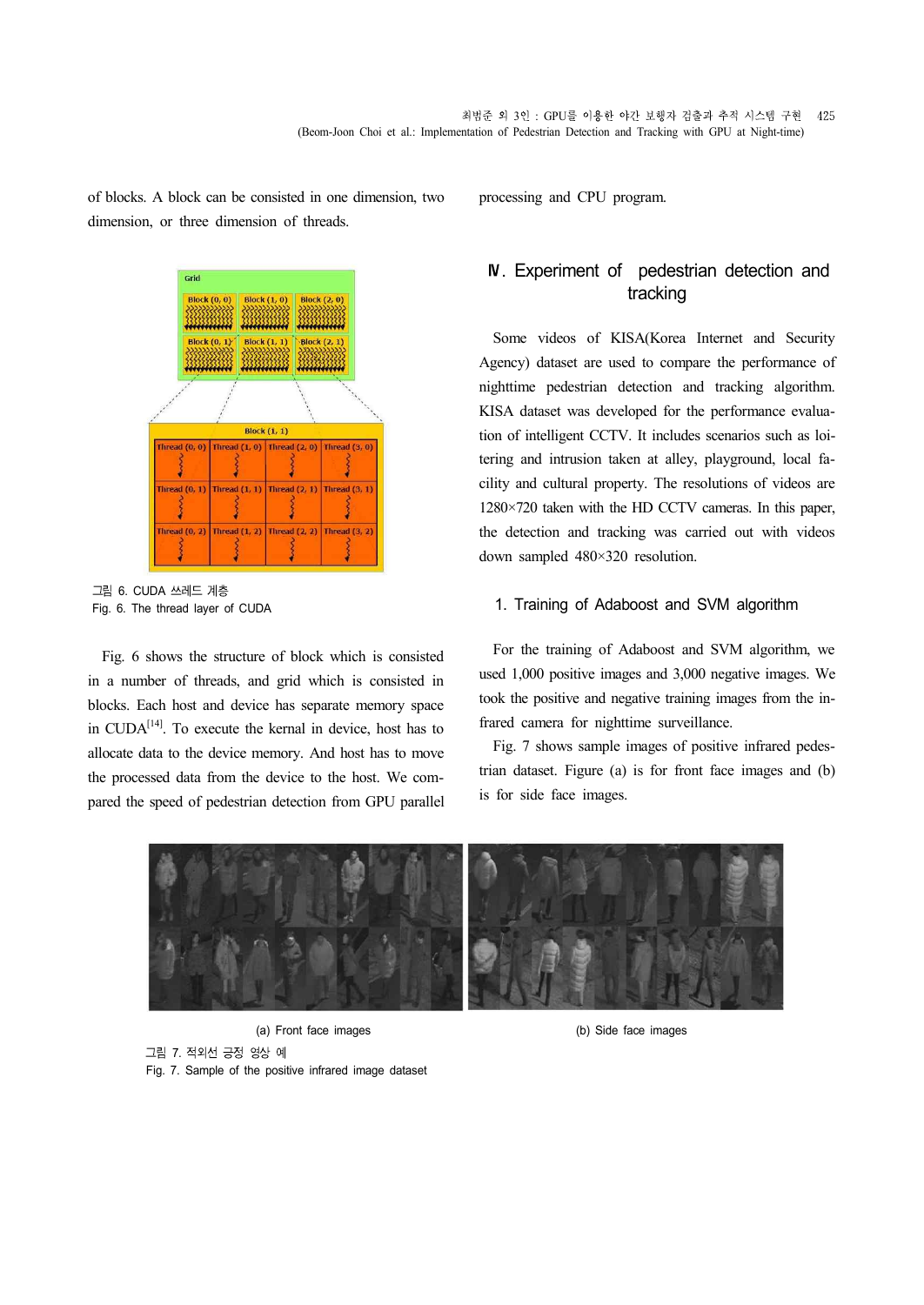of blocks. A block can be consisted in one dimension, two dimension, or three dimension of threads.

그림 6. CUDA 쓰레드 계층
Fig. 6. The thread layer of CUDA

Fig. 6 shows the structure of block which is consisted in a number of threads, and grid which is consisted in blocks. Each host and device has separate memory space in CUDA[14]. To execute the kernal in device, host has to allocate data to the device memory. And host has to move the processed data from the device to the host. We compared the speed of pedestrian detection from GPU parallel processing and CPU program.

## Ⅳ. Experiment of pedestrian detection and tracking

Some videos of KISA(Korea Internet and Security Agency) dataset are used to compare the performance of nighttime pedestrian detection and tracking algorithm. KISA dataset was developed for the performance evaluation of intelligent CCTV. It includes scenarios such as loitering and intrusion taken at alley, playground, local facility and cultural property. The resolutions of videos are 1280×720 taken with the HD CCTV cameras. In this paper, the detection and tracking was carried out with videos down sampled 480×320 resolution.

### 1. Training of Adaboost and SVM algorithm

For the training of Adaboost and SVM algorithm, we used 1,000 positive images and 3,000 negative images. We took the positive and negative training images from the infrared camera for nighttime surveillance.

Fig. 7 shows sample images of positive infrared pedestrian dataset. Figure (a) is for front face images and (b) is for side face images.

(a) Front face images (b) Side face images

그림 7. 적외선 긍정 영상 예
Fig. 7. Sample of the positive infrared image dataset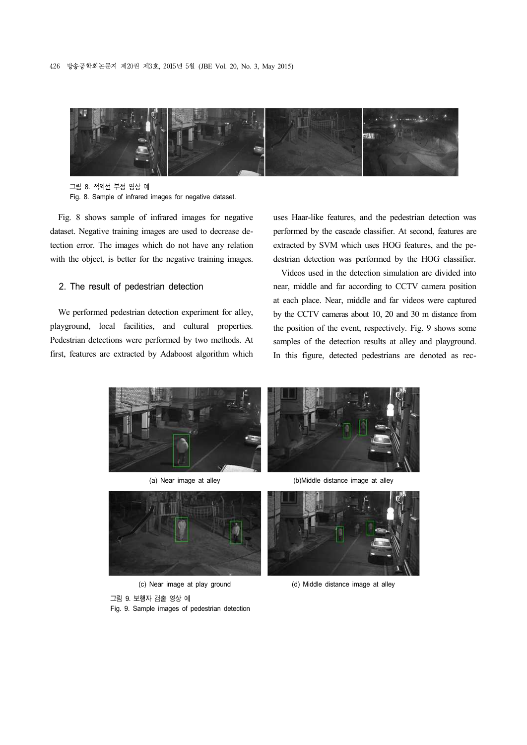그림 8. 적외선 부정 영상 예

Fig. 8. Sample of infrared images for negative dataset.

Fig. 8 shows sample of infrared images for negative dataset. Negative training images are used to decrease detection error. The images which do not have any relation with the object, is better for the negative training images.

## 2. The result of pedestrian detection

We performed pedestrian detection experiment for alley, playground, local facilities, and cultural properties. Pedestrian detections were performed by two methods. At first, features are extracted by Adaboost algorithm which uses Haar-like features, and the pedestrian detection was performed by the cascade classifier. At second, features are extracted by SVM which uses HOG features, and the pedestrian detection was performed by the HOG classifier.

Videos used in the detection simulation are divided into near, middle and far according to CCTV camera position at each place. Near, middle and far videos were captured by the CCTV cameras about 10, 20 and 30 m distance from the position of the event, respectively. Fig. 9 shows some samples of the detection results at alley and playground. In this figure, detected pedestrians are denoted as rec-

(a) Near image at alley

(b)Middle distance image at alley

(c) Near image at play ground

(d) Middle distance image at alley

그림 9. 보행자 검출 영상 예

Fig. 9. Sample images of pedestrian detection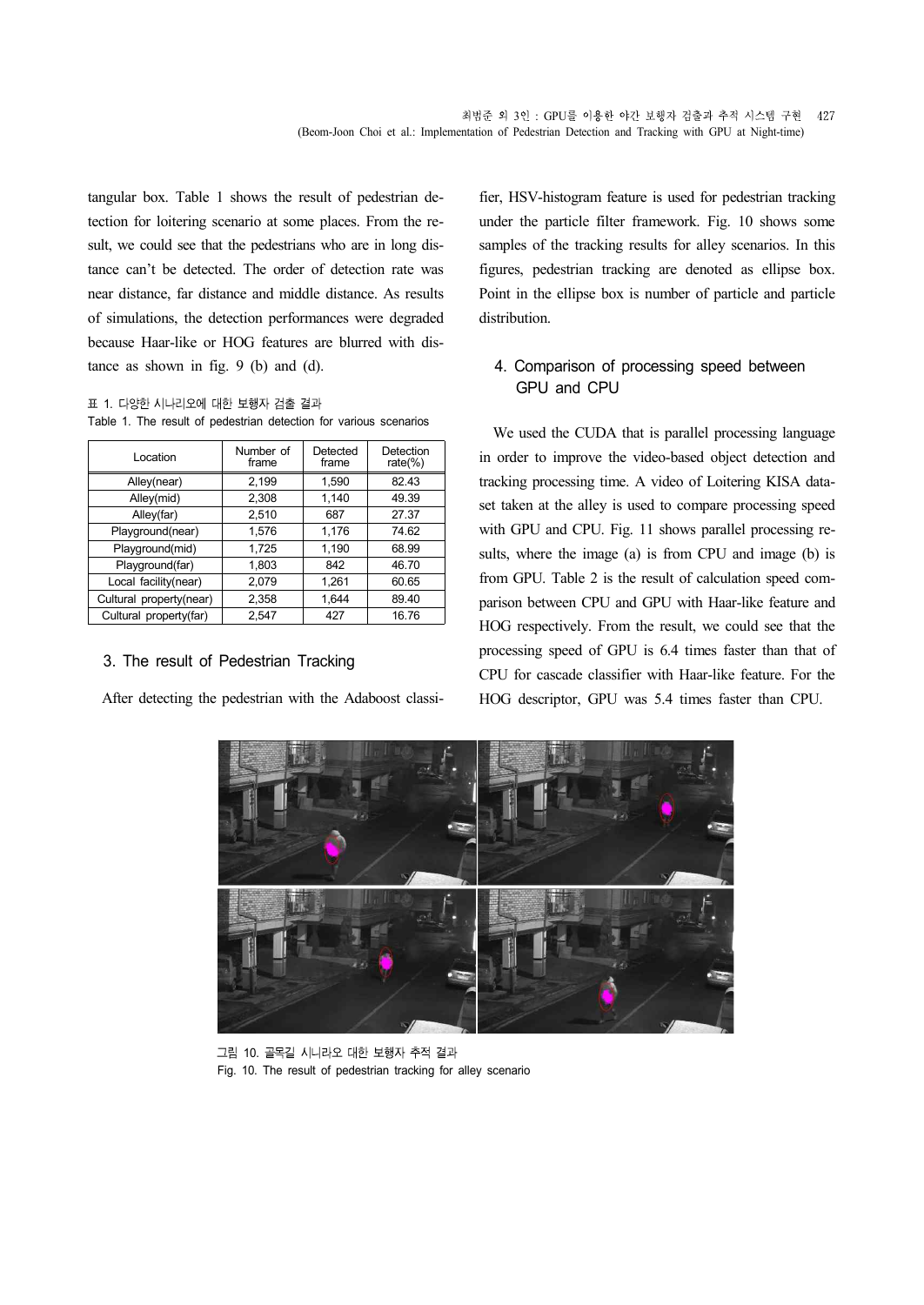tangular box. Table 1 shows the result of pedestrian detection for loitering scenario at some places. From the result, we could see that the pedestrians who are in long distance can't be detected. The order of detection rate was near distance, far distance and middle distance. As results of simulations, the detection performances were degraded because Haar-like or HOG features are blurred with distance as shown in fig. 9 (b) and (d).

표 1. 다양한 시나리오에 대한 보행자 검출 결과
Table 1. The result of pedestrian detection for various scenarios

| Location | Number of frame | Detected frame | Detection rate(%) |
|---|---|---|---|
| Alley(near) | 2,199 | 1,590 | 82.43 |
| Alley(mid) | 2,308 | 1,140 | 49.39 |
| Alley(far) | 2,510 | 687 | 27.37 |
| Playground(near) | 1,576 | 1,176 | 74.62 |
| Playground(mid) | 1,725 | 1,190 | 68.99 |
| Playground(far) | 1,803 | 842 | 46.70 |
| Local facility(near) | 2,079 | 1,261 | 60.65 |
| Cultural property(near) | 2,358 | 1,644 | 89.40 |
| Cultural property(far) | 2,547 | 427 | 16.76 |

## 3. The result of Pedestrian Tracking

After detecting the pedestrian with the Adaboost classifier, HSV-histogram feature is used for pedestrian tracking under the particle filter framework. Fig. 10 shows some samples of the tracking results for alley scenarios. In this figures, pedestrian tracking are denoted as ellipse box. Point in the ellipse box is number of particle and particle distribution.

## 4. Comparison of processing speed between GPU and CPU

We used the CUDA that is parallel processing language in order to improve the video-based object detection and tracking processing time. A video of Loitering KISA dataset taken at the alley is used to compare processing speed with GPU and CPU. Fig. 11 shows parallel processing results, where the image (a) is from CPU and image (b) is from GPU. Table 2 is the result of calculation speed comparison between CPU and GPU with Haar-like feature and HOG respectively. From the result, we could see that the processing speed of GPU is 6.4 times faster than that of CPU for cascade classifier with Haar-like feature. For the HOG descriptor, GPU was 5.4 times faster than CPU.

그림 10. 골목길 시나리오 대한 보행자 추적 결과
Fig. 10. The result of pedestrian tracking for alley scenario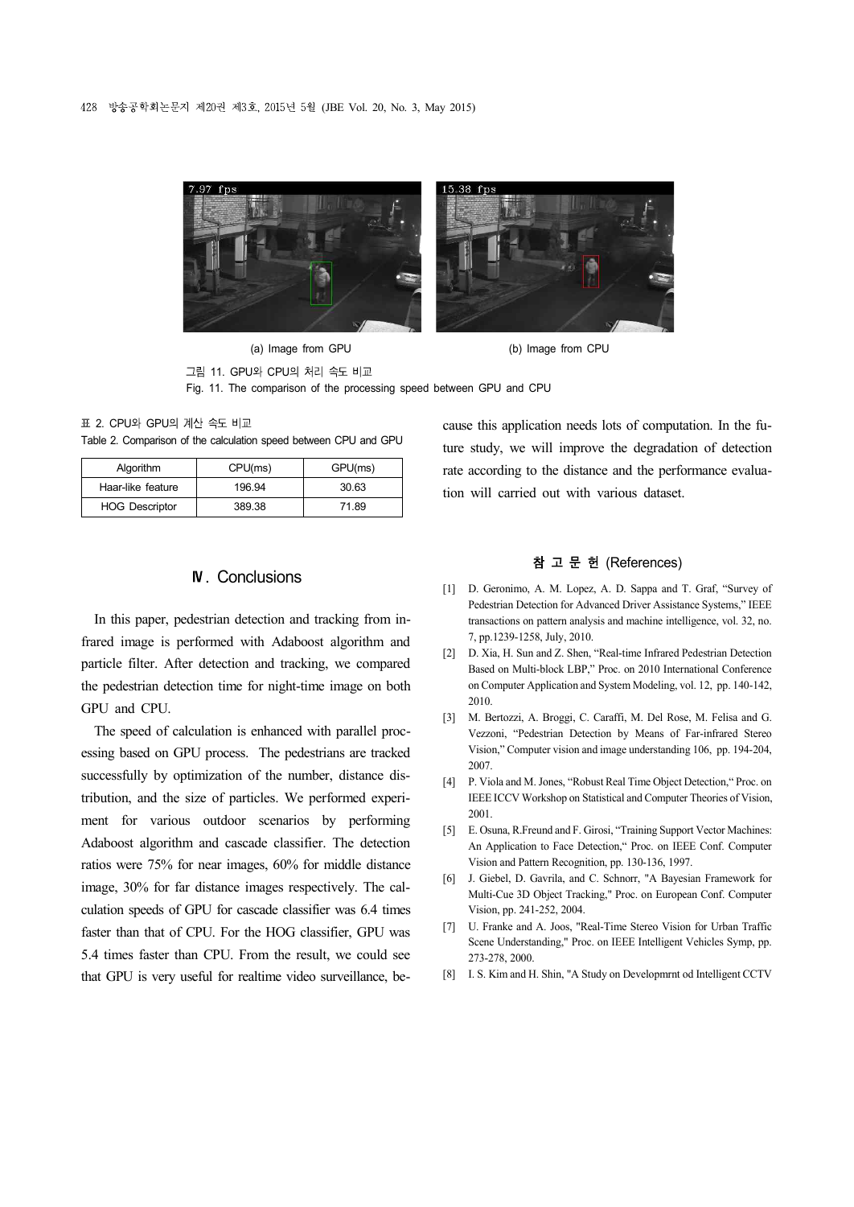(a) Image from GPU (b) Image from CPU

그림 11. GPU와 CPU의 처리 속도 비교

Fig. 11. The comparison of the processing speed between GPU and CPU

표 2. CPU와 GPU의 계산 속도 비교

Table 2. Comparison of the calculation speed between CPU and GPU

| Algorithm | CPU(ms) | GPU(ms) |
|---|---|---|
| Haar-like feature | 196.94 | 30.63 |
| HOG Descriptor | 389.38 | 71.89 |

## Ⅳ. Conclusions

In this paper, pedestrian detection and tracking from infrared image is performed with Adaboost algorithm and particle filter. After detection and tracking, we compared the pedestrian detection time for night-time image on both GPU and CPU.

The speed of calculation is enhanced with parallel processing based on GPU process. The pedestrians are tracked successfully by optimization of the number, distance distribution, and the size of particles. We performed experiment for various outdoor scenarios by performing Adaboost algorithm and cascade classifier. The detection ratios were 75% for near images, 60% for middle distance image, 30% for far distance images respectively. The calculation speeds of GPU for cascade classifier was 6.4 times faster than that of CPU. For the HOG classifier, GPU was 5.4 times faster than CPU. From the result, we could see that GPU is very useful for realtime video surveillance, because this application needs lots of computation. In the future study, we will improve the degradation of detection rate according to the distance and the performance evaluation will carried out with various dataset.

## 참 고 문 헌 (References)

[1] D. Geronimo, A. M. Lopez, A. D. Sappa and T. Graf, "Survey of Pedestrian Detection for Advanced Driver Assistance Systems," IEEE transactions on pattern analysis and machine intelligence, vol. 32, no. 7, pp.1239-1258, July, 2010.

[2] D. Xia, H. Sun and Z. Shen, "Real-time Infrared Pedestrian Detection Based on Multi-block LBP," Proc. on 2010 International Conference on Computer Application and System Modeling, vol. 12, pp. 140-142, 2010.

[3] M. Bertozzi, A. Broggi, C. Caraffi, M. Del Rose, M. Felisa and G. Vezzoni, "Pedestrian Detection by Means of Far-infrared Stereo Vision," Computer vision and image understanding 106, pp. 194-204, 2007.

[4] P. Viola and M. Jones, "Robust Real Time Object Detection," Proc. on IEEE ICCV Workshop on Statistical and Computer Theories of Vision, 2001.

[5] E. Osuna, R.Freund and F. Girosi, "Training Support Vector Machines: An Application to Face Detection," Proc. on IEEE Conf. Computer Vision and Pattern Recognition, pp. 130-136, 1997.

[6] J. Giebel, D. Gavrila, and C. Schnorr, "A Bayesian Framework for Multi-Cue 3D Object Tracking," Proc. on European Conf. Computer Vision, pp. 241-252, 2004.

[7] U. Franke and A. Joos, "Real-Time Stereo Vision for Urban Traffic Scene Understanding," Proc. on IEEE Intelligent Vehicles Symp, pp. 273-278, 2000.

[8] I. S. Kim and H. Shin, "A Study on Developmrnt od Intelligent CCTV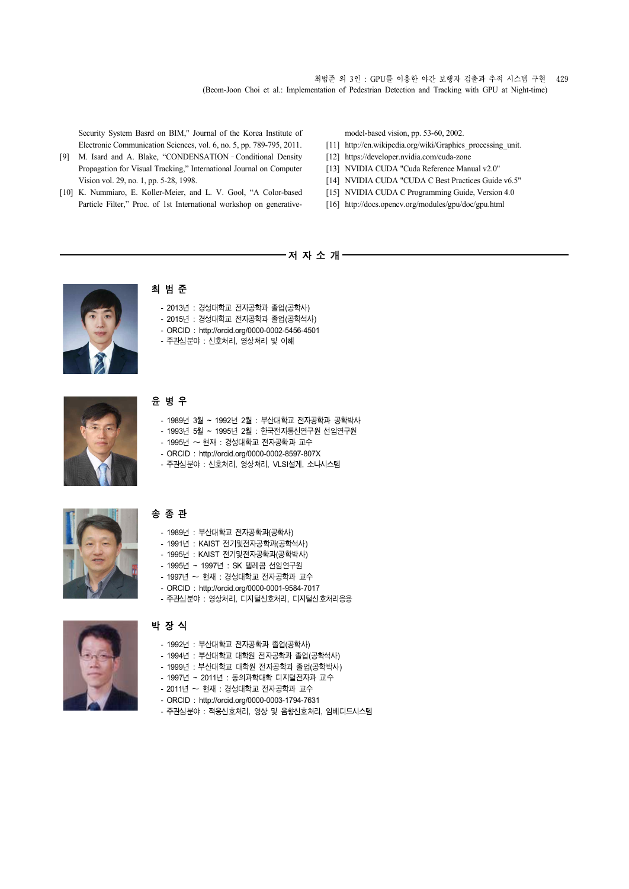Security System Basrd on BIM," Journal of the Korea Institute of Electronic Communication Sciences, vol. 6, no. 5, pp. 789-795, 2011.

[9] M. Isard and A. Blake, "CONDENSATION Conditional Density Propagation for Visual Tracking," International Journal on Computer Vision vol. 29, no. 1, pp. 5-28, 1998.

[10] K. Nummiaro, E. Koller-Meier, and L. V. Gool, "A Color-based Particle Filter," Proc. of 1st International workshop on generative-model-based vision, pp. 53-60, 2002.

[11] http://en.wikipedia.org/wiki/Graphics_processing_unit.

[12] https://developer.nvidia.com/cuda-zone

[13] NVIDIA CUDA "Cuda Reference Manual v2.0"

[14] NVIDIA CUDA "CUDA C Best Practices Guide v6.5"

[15] NVIDIA CUDA C Programming Guide, Version 4.0

[16] http://docs.opencv.org/modules/gpu/doc/gpu.html

## 저 자 소 개

### 최 범 준

- 2013년 : 경성대학교 전자공학과 졸업(공학사)
- 2015년 : 경성대학교 전자공학과 졸업(공학석사)
- ORCID : http://orcid.org/0000-0002-5456-4501
- 주관심분야 : 신호처리, 영상처리 및 이해

### 윤 병 우

- 1989년 3월 ~ 1992년 2월 : 부산대학교 전자공학과 공학박사
- 1993년 5월 ~ 1995년 2월 : 한국전자통신연구원 선임연구원
- 1995년 ~ 현재 : 경성대학교 전자공학과 교수
- ORCID : http://orcid.org/0000-0002-8597-807X
- 주관심분야 : 신호처리, 영상처리, VLSI설계, 소나시스템

### 송 종 관

- 1989년 : 부산대학교 전자공학과(공학사)
- 1991년 : KAIST 전기및전자공학과(공학석사)
- 1995년 : KAIST 전기및전자공학과(공학박사)
- 1995년 ~ 1997년 : SK 텔레콤 선임연구원
- 1997년 ~ 현재 : 경성대학교 전자공학과 교수
- ORCID : http://orcid.org/0000-0001-9584-7017
- 주관심분야 : 영상처리, 디지털신호처리, 디지털신호처리응용

### 박 장 식

- 1992년 : 부산대학교 전자공학과 졸업(공학사)
- 1994년 : 부산대학교 대학원 전자공학과 졸업(공학석사)
- 1999년 : 부산대학교 대학원 전자공학과 졸업(공학박사)
- 1997년 ~ 2011년 : 동의과학대학 디지털전자과 교수
- 2011년 ~ 현재 : 경성대학교 전자공학과 교수
- ORCID : http://orcid.org/0000-0003-1794-7631
- 주관심분야 : 적응신호처리, 영상 및 음향신호처리, 임베디드시스템